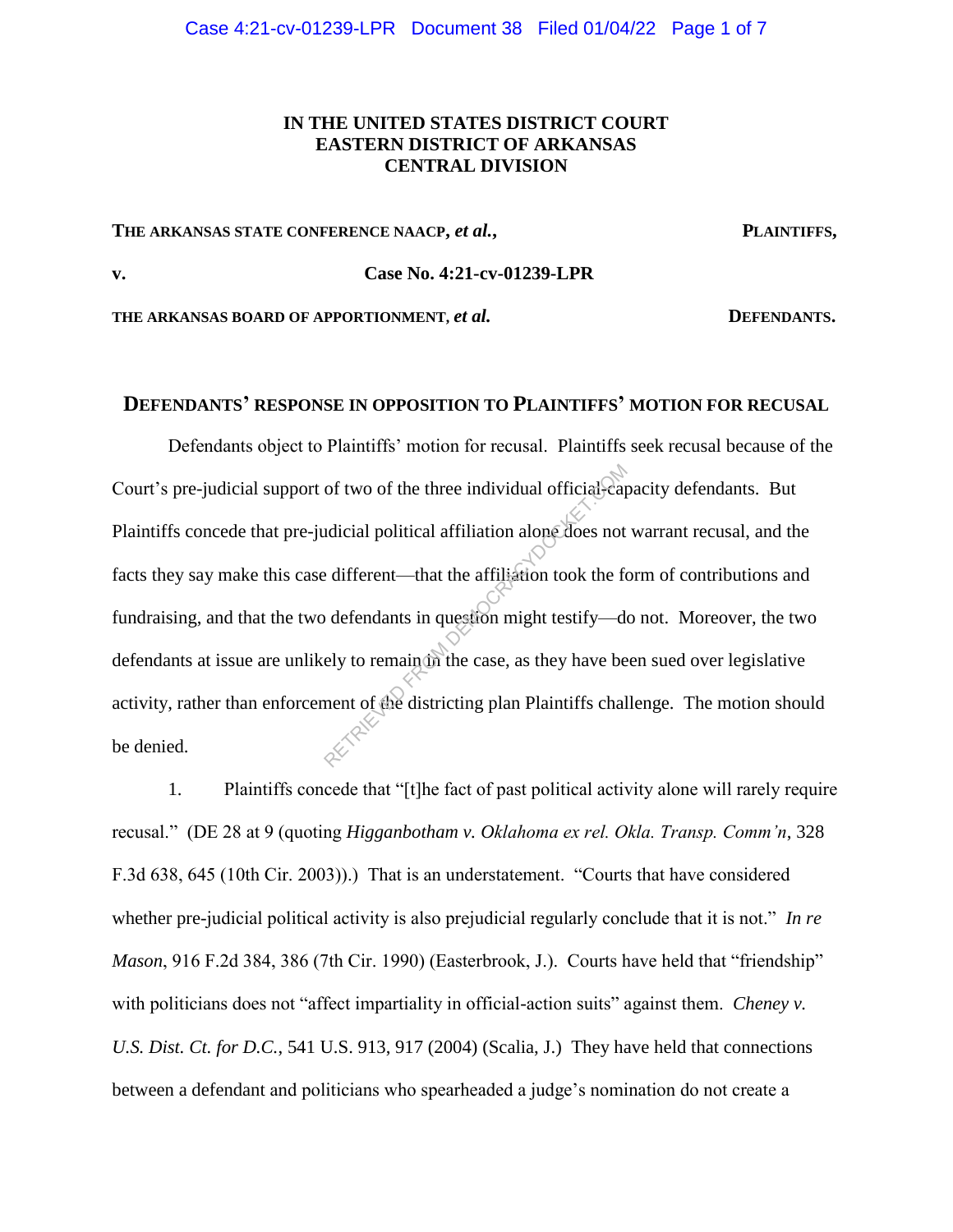**IN THE UNITED STATES DISTRICT COURT**
**EASTERN DISTRICT OF ARKANSAS**
**CENTRAL DIVISION**

**THE ARKANSAS STATE CONFERENCE NAACP, *et al.*,** **PLAINTIFFS,**

**v.** **Case No. 4:21-cv-01239-LPR**

**THE ARKANSAS BOARD OF APPORTIONMENT, *et al.*** **DEFENDANTS.**

## DEFENDANTS' RESPONSE IN OPPOSITION TO PLAINTIFFS' MOTION FOR RECUSAL

Defendants object to Plaintiffs' motion for recusal. Plaintiffs seek recusal because of the Court's pre-judicial support of two of the three individual official-capacity defendants. But Plaintiffs concede that pre-judicial political affiliation alone does not warrant recusal, and the facts they say make this case different—that the affiliation took the form of contributions and fundraising, and that the two defendants in question might testify—do not. Moreover, the two defendants at issue are unlikely to remain in the case, as they have been sued over legislative activity, rather than enforcement of the districting plan Plaintiffs challenge. The motion should be denied.

1. Plaintiffs concede that "[t]he fact of past political activity alone will rarely require recusal." (DE 28 at 9 (quoting *Higganbotham v. Oklahoma ex rel. Okla. Transp. Comm'n*, 328 F.3d 638, 645 (10th Cir. 2003)).) That is an understatement. "Courts that have considered whether pre-judicial political activity is also prejudicial regularly conclude that it is not." *In re Mason*, 916 F.2d 384, 386 (7th Cir. 1990) (Easterbrook, J.). Courts have held that "friendship" with politicians does not "affect impartiality in official-action suits" against them. *Cheney v. U.S. Dist. Ct. for D.C.*, 541 U.S. 913, 917 (2004) (Scalia, J.) They have held that connections between a defendant and politicians who spearheaded a judge's nomination do not create a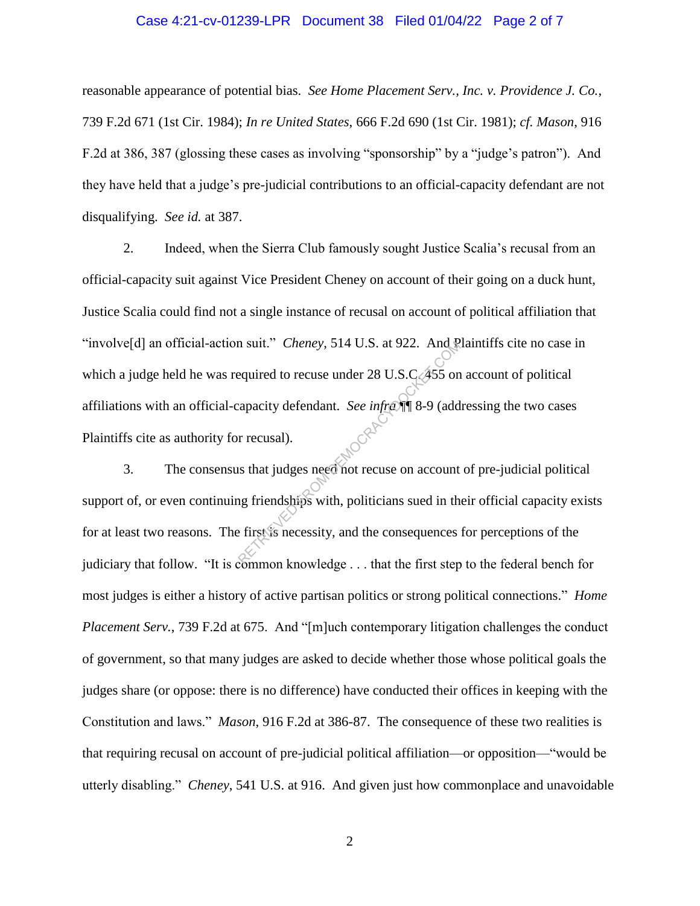reasonable appearance of potential bias. *See Home Placement Serv., Inc. v. Providence J. Co.*, 739 F.2d 671 (1st Cir. 1984); *In re United States*, 666 F.2d 690 (1st Cir. 1981); *cf. Mason*, 916 F.2d at 386, 387 (glossing these cases as involving "sponsorship" by a "judge's patron"). And they have held that a judge's pre-judicial contributions to an official-capacity defendant are not disqualifying. *See id.* at 387.

2. Indeed, when the Sierra Club famously sought Justice Scalia's recusal from an official-capacity suit against Vice President Cheney on account of their going on a duck hunt, Justice Scalia could find not a single instance of recusal on account of political affiliation that "involve[d] an official-action suit." *Cheney*, 514 U.S. at 922. And Plaintiffs cite no case in which a judge held he was required to recuse under 28 U.S.C. 455 on account of political affiliations with an official-capacity defendant. *See infra* ¶¶ 8-9 (addressing the two cases Plaintiffs cite as authority for recusal).

3. The consensus that judges need not recuse on account of pre-judicial political support of, or even continuing friendships with, politicians sued in their official capacity exists for at least two reasons. The first is necessity, and the consequences for perceptions of the judiciary that follow. "It is common knowledge . . . that the first step to the federal bench for most judges is either a history of active partisan politics or strong political connections." *Home Placement Serv.*, 739 F.2d at 675. And "[m]uch contemporary litigation challenges the conduct of government, so that many judges are asked to decide whether those whose political goals the judges share (or oppose: there is no difference) have conducted their offices in keeping with the Constitution and laws." *Mason*, 916 F.2d at 386-87. The consequence of these two realities is that requiring recusal on account of pre-judicial political affiliation—or opposition—"would be utterly disabling." *Cheney*, 541 U.S. at 916. And given just how commonplace and unavoidable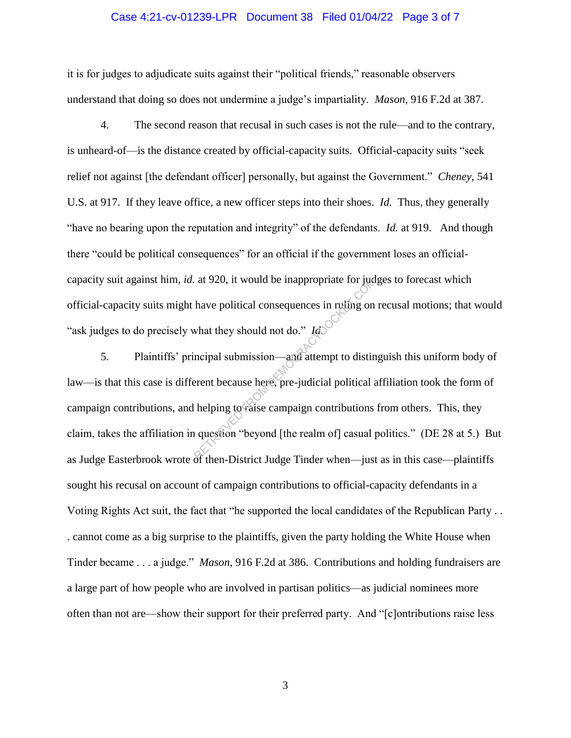it is for judges to adjudicate suits against their "political friends," reasonable observers understand that doing so does not undermine a judge's impartiality. *Mason*, 916 F.2d at 387.

4. The second reason that recusal in such cases is not the rule—and to the contrary, is unheard-of—is the distance created by official-capacity suits. Official-capacity suits "seek relief not against [the defendant officer] personally, but against the Government." *Cheney*, 541 U.S. at 917. If they leave office, a new officer steps into their shoes. *Id.* Thus, they generally "have no bearing upon the reputation and integrity" of the defendants. *Id.* at 919. And though there "could be political consequences" for an official if the government loses an official-capacity suit against him, *id.* at 920, it would be inappropriate for judges to forecast which official-capacity suits might have political consequences in ruling on recusal motions; that would "ask judges to do precisely what they should not do." *Id.*

5. Plaintiffs' principal submission—and attempt to distinguish this uniform body of law—is that this case is different because here, pre-judicial political affiliation took the form of campaign contributions, and helping to raise campaign contributions from others. This, they claim, takes the affiliation in question "beyond [the realm of] casual politics." (DE 28 at 5.) But as Judge Easterbrook wrote of then-District Judge Tinder when—just as in this case—plaintiffs sought his recusal on account of campaign contributions to official-capacity defendants in a Voting Rights Act suit, the fact that "he supported the local candidates of the Republican Party . . . cannot come as a big surprise to the plaintiffs, given the party holding the White House when Tinder became . . . a judge." *Mason*, 916 F.2d at 386. Contributions and holding fundraisers are a large part of how people who are involved in partisan politics—as judicial nominees more often than not are—show their support for their preferred party. And "[c]ontributions raise less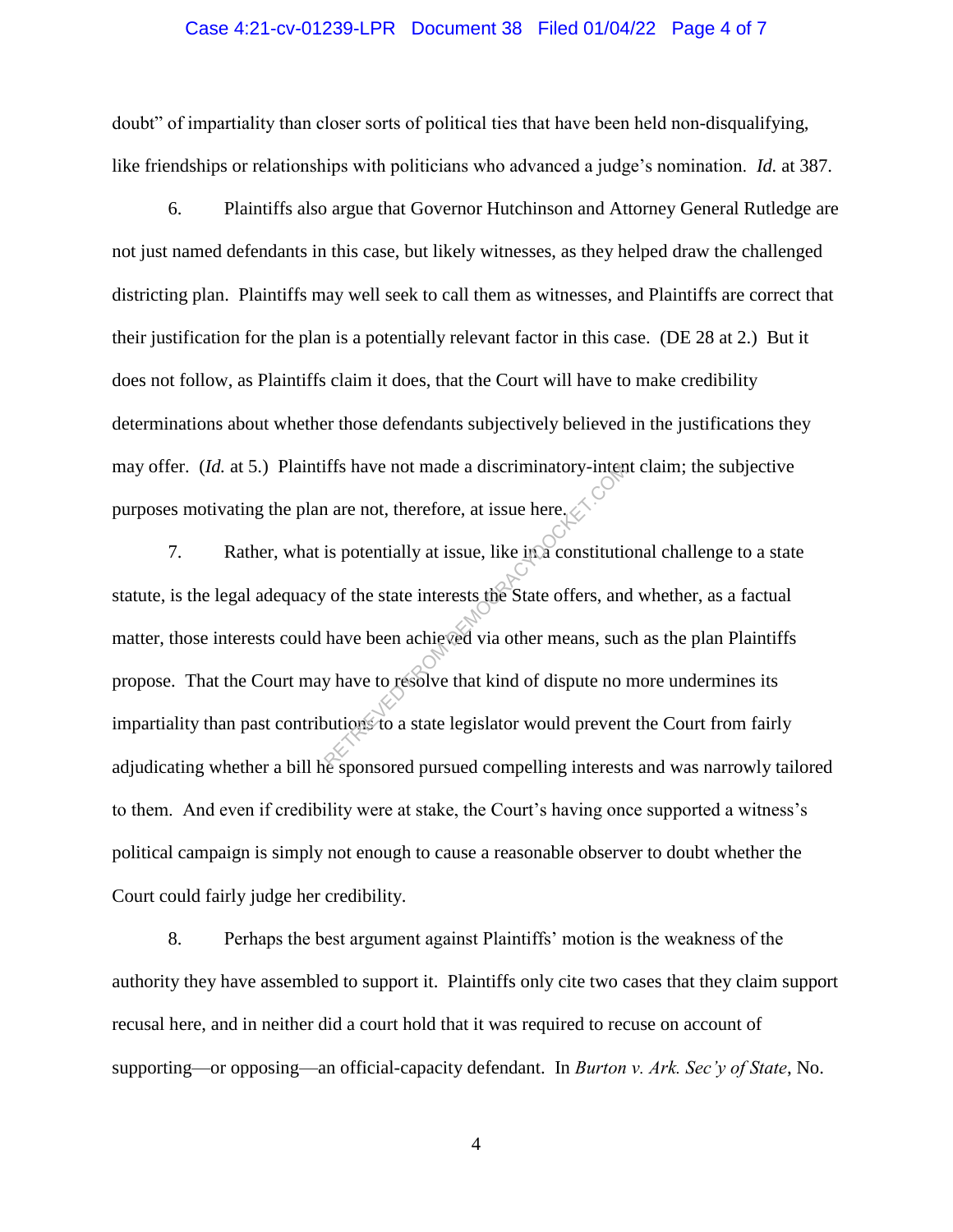doubt" of impartiality than closer sorts of political ties that have been held non-disqualifying, like friendships or relationships with politicians who advanced a judge's nomination. *Id.* at 387.

6. Plaintiffs also argue that Governor Hutchinson and Attorney General Rutledge are not just named defendants in this case, but likely witnesses, as they helped draw the challenged districting plan. Plaintiffs may well seek to call them as witnesses, and Plaintiffs are correct that their justification for the plan is a potentially relevant factor in this case. (DE 28 at 2.) But it does not follow, as Plaintiffs claim it does, that the Court will have to make credibility determinations about whether those defendants subjectively believed in the justifications they may offer. (*Id.* at 5.) Plaintiffs have not made a discriminatory-intent claim; the subjective purposes motivating the plan are not, therefore, at issue here.

7. Rather, what is potentially at issue, like in a constitutional challenge to a state statute, is the legal adequacy of the state interests the State offers, and whether, as a factual matter, those interests could have been achieved via other means, such as the plan Plaintiffs propose. That the Court may have to resolve that kind of dispute no more undermines its impartiality than past contributions to a state legislator would prevent the Court from fairly adjudicating whether a bill he sponsored pursued compelling interests and was narrowly tailored to them. And even if credibility were at stake, the Court's having once supported a witness's political campaign is simply not enough to cause a reasonable observer to doubt whether the Court could fairly judge her credibility.

8. Perhaps the best argument against Plaintiffs' motion is the weakness of the authority they have assembled to support it. Plaintiffs only cite two cases that they claim support recusal here, and in neither did a court hold that it was required to recuse on account of supporting—or opposing—an official-capacity defendant. In *Burton v. Ark. Sec'y of State*, No.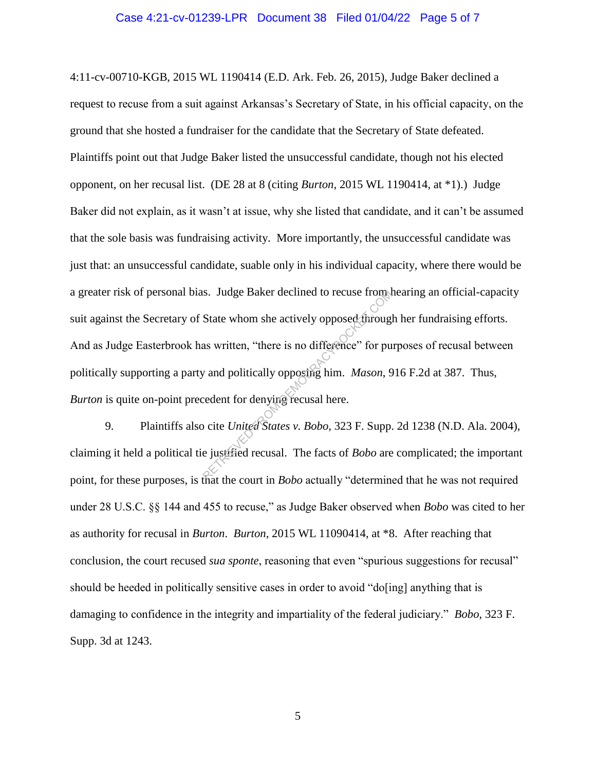4:11-cv-00710-KGB, 2015 WL 1190414 (E.D. Ark. Feb. 26, 2015), Judge Baker declined a request to recuse from a suit against Arkansas's Secretary of State, in his official capacity, on the ground that she hosted a fundraiser for the candidate that the Secretary of State defeated. Plaintiffs point out that Judge Baker listed the unsuccessful candidate, though not his elected opponent, on her recusal list. (DE 28 at 8 (citing *Burton*, 2015 WL 1190414, at *1).) Judge Baker did not explain, as it wasn't at issue, why she listed that candidate, and it can't be assumed that the sole basis was fundraising activity. More importantly, the unsuccessful candidate was just that: an unsuccessful candidate, suable only in his individual capacity, where there would be a greater risk of personal bias. Judge Baker declined to recuse from hearing an official-capacity suit against the Secretary of State whom she actively opposed through her fundraising efforts. And as Judge Easterbrook has written, "there is no difference" for purposes of recusal between politically supporting a party and politically opposing him. *Mason*, 916 F.2d at 387. Thus, *Burton* is quite on-point precedent for denying recusal here.

9. Plaintiffs also cite *United States v. Bobo*, 323 F. Supp. 2d 1238 (N.D. Ala. 2004), claiming it held a political tie justified recusal. The facts of *Bobo* are complicated; the important point, for these purposes, is that the court in *Bobo* actually "determined that he was not required under 28 U.S.C. §§ 144 and 455 to recuse," as Judge Baker observed when *Bobo* was cited to her as authority for recusal in *Burton*. *Burton*, 2015 WL 11090414, at *8. After reaching that conclusion, the court recused *sua sponte*, reasoning that even "spurious suggestions for recusal" should be heeded in politically sensitive cases in order to avoid "do[ing] anything that is damaging to confidence in the integrity and impartiality of the federal judiciary." *Bobo*, 323 F. Supp. 3d at 1243.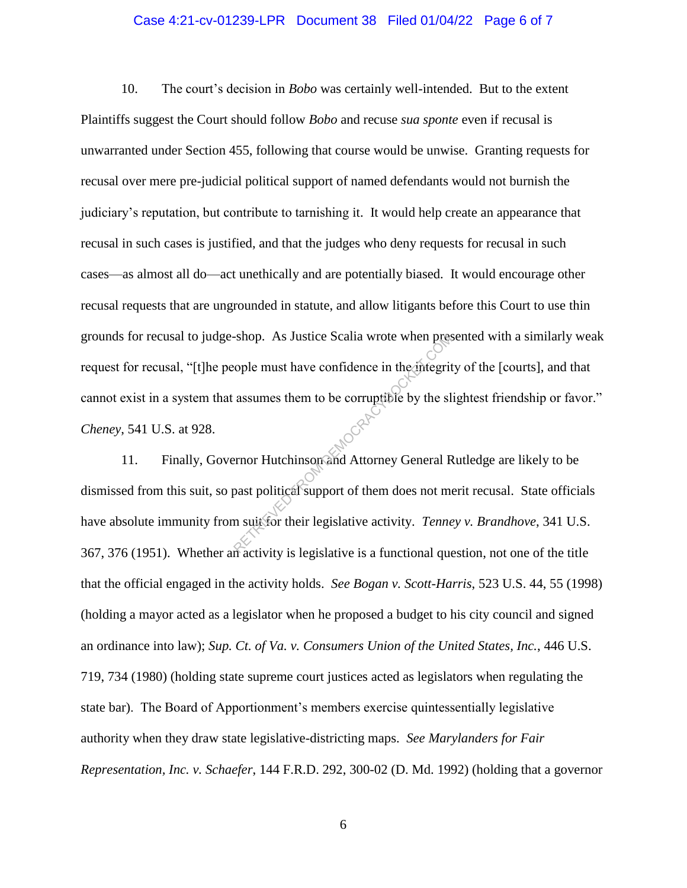10. The court's decision in *Bobo* was certainly well-intended. But to the extent Plaintiffs suggest the Court should follow *Bobo* and recuse *sua sponte* even if recusal is unwarranted under Section 455, following that course would be unwise. Granting requests for recusal over mere pre-judicial political support of named defendants would not burnish the judiciary's reputation, but contribute to tarnishing it. It would help create an appearance that recusal in such cases is justified, and that the judges who deny requests for recusal in such cases—as almost all do—act unethically and are potentially biased. It would encourage other recusal requests that are ungrounded in statute, and allow litigants before this Court to use thin grounds for recusal to judge-shop. As Justice Scalia wrote when presented with a similarly weak request for recusal, "[t]he people must have confidence in the integrity of the [courts], and that cannot exist in a system that assumes them to be corruptible by the slightest friendship or favor." *Cheney*, 541 U.S. at 928.

11. Finally, Governor Hutchinson and Attorney General Rutledge are likely to be dismissed from this suit, so past political support of them does not merit recusal. State officials have absolute immunity from suit for their legislative activity. *Tenney v. Brandhove*, 341 U.S. 367, 376 (1951). Whether an activity is legislative is a functional question, not one of the title that the official engaged in the activity holds. *See Bogan v. Scott-Harris*, 523 U.S. 44, 55 (1998) (holding a mayor acted as a legislator when he proposed a budget to his city council and signed an ordinance into law); *Sup. Ct. of Va. v. Consumers Union of the United States, Inc.*, 446 U.S. 719, 734 (1980) (holding state supreme court justices acted as legislators when regulating the state bar). The Board of Apportionment's members exercise quintessentially legislative authority when they draw state legislative-districting maps. *See Marylanders for Fair Representation, Inc. v. Schaefer*, 144 F.R.D. 292, 300-02 (D. Md. 1992) (holding that a governor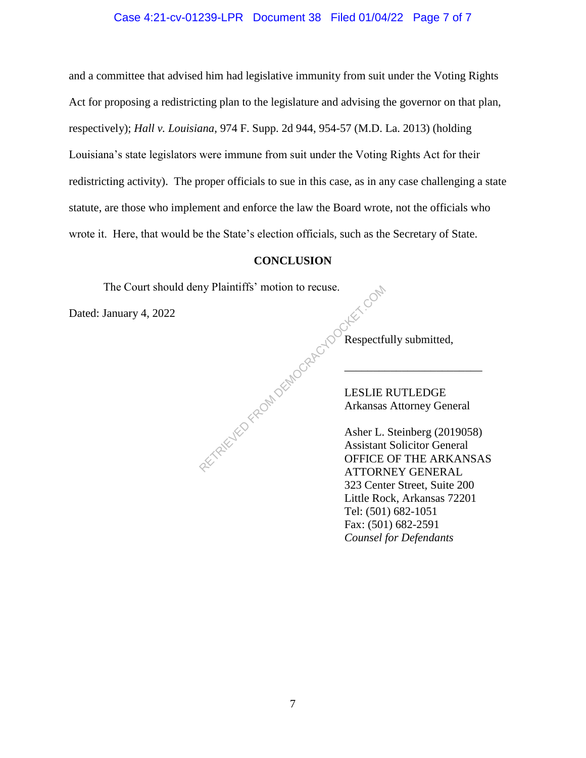and a committee that advised him had legislative immunity from suit under the Voting Rights Act for proposing a redistricting plan to the legislature and advising the governor on that plan, respectively); *Hall v. Louisiana*, 974 F. Supp. 2d 944, 954-57 (M.D. La. 2013) (holding Louisiana's state legislators were immune from suit under the Voting Rights Act for their redistricting activity). The proper officials to sue in this case, as in any case challenging a state statute, are those who implement and enforce the law the Board wrote, not the officials who wrote it. Here, that would be the State's election officials, such as the Secretary of State.

## CONCLUSION

The Court should deny Plaintiffs' motion to recuse.

Dated: January 4, 2022

Respectfully submitted,

\_\_\_\_\_\_\_\_\_\_\_\_\_\_\_\_\_\_\_\_\_\_\_\_

LESLIE RUTLEDGE
Arkansas Attorney General

Asher L. Steinberg (2019058)
Assistant Solicitor General
OFFICE OF THE ARKANSAS ATTORNEY GENERAL
323 Center Street, Suite 200
Little Rock, Arkansas 72201
Tel: (501) 682-1051
Fax: (501) 682-2591
*Counsel for Defendants*